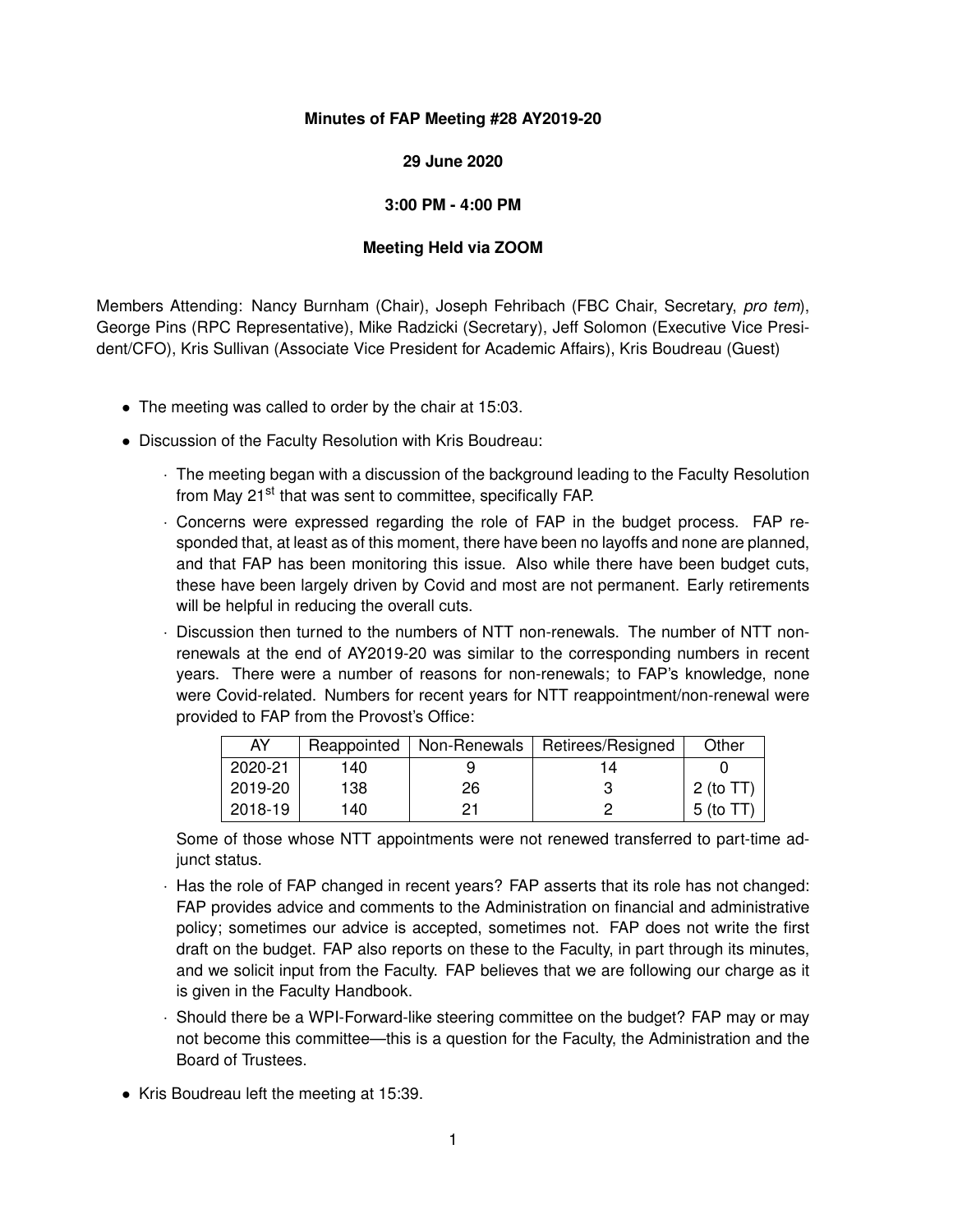**Minutes of FAP Meeting #28 AY2019-20**

**29 June 2020**

**3:00 PM - 4:00 PM**

**Meeting Held via ZOOM**

Members Attending: Nancy Burnham (Chair), Joseph Fehribach (FBC Chair, Secretary, *pro tem*), George Pins (RPC Representative), Mike Radzicki (Secretary), Jeff Solomon (Executive Vice President/CFO), Kris Sullivan (Associate Vice President for Academic Affairs), Kris Boudreau (Guest)

- The meeting was called to order by the chair at 15:03.
- Discussion of the Faculty Resolution with Kris Boudreau:
  - The meeting began with a discussion of the background leading to the Faculty Resolution from May 21st that was sent to committee, specifically FAP.
  - Concerns were expressed regarding the role of FAP in the budget process. FAP responded that, at least as of this moment, there have been no layoffs and none are planned, and that FAP has been monitoring this issue. Also while there have been budget cuts, these have been largely driven by Covid and most are not permanent. Early retirements will be helpful in reducing the overall cuts.
  - Discussion then turned to the numbers of NTT non-renewals. The number of NTT non-renewals at the end of AY2019-20 was similar to the corresponding numbers in recent years. There were a number of reasons for non-renewals; to FAP's knowledge, none were Covid-related. Numbers for recent years for NTT reappointment/non-renewal were provided to FAP from the Provost's Office:

    | AY | Reappointed | Non-Renewals | Retirees/Resigned | Other |
    |---|---|---|---|---|
    | 2020-21 | 140 | 9 | 14 | 0 |
    | 2019-20 | 138 | 26 | 3 | 2 (to TT) |
    | 2018-19 | 140 | 21 | 2 | 5 (to TT) |

    Some of those whose NTT appointments were not renewed transferred to part-time adjunct status.
  - Has the role of FAP changed in recent years? FAP asserts that its role has not changed: FAP provides advice and comments to the Administration on financial and administrative policy; sometimes our advice is accepted, sometimes not. FAP does not write the first draft on the budget. FAP also reports on these to the Faculty, in part through its minutes, and we solicit input from the Faculty. FAP believes that we are following our charge as it is given in the Faculty Handbook.
  - Should there be a WPI-Forward-like steering committee on the budget? FAP may or may not become this committee—this is a question for the Faculty, the Administration and the Board of Trustees.
- Kris Boudreau left the meeting at 15:39.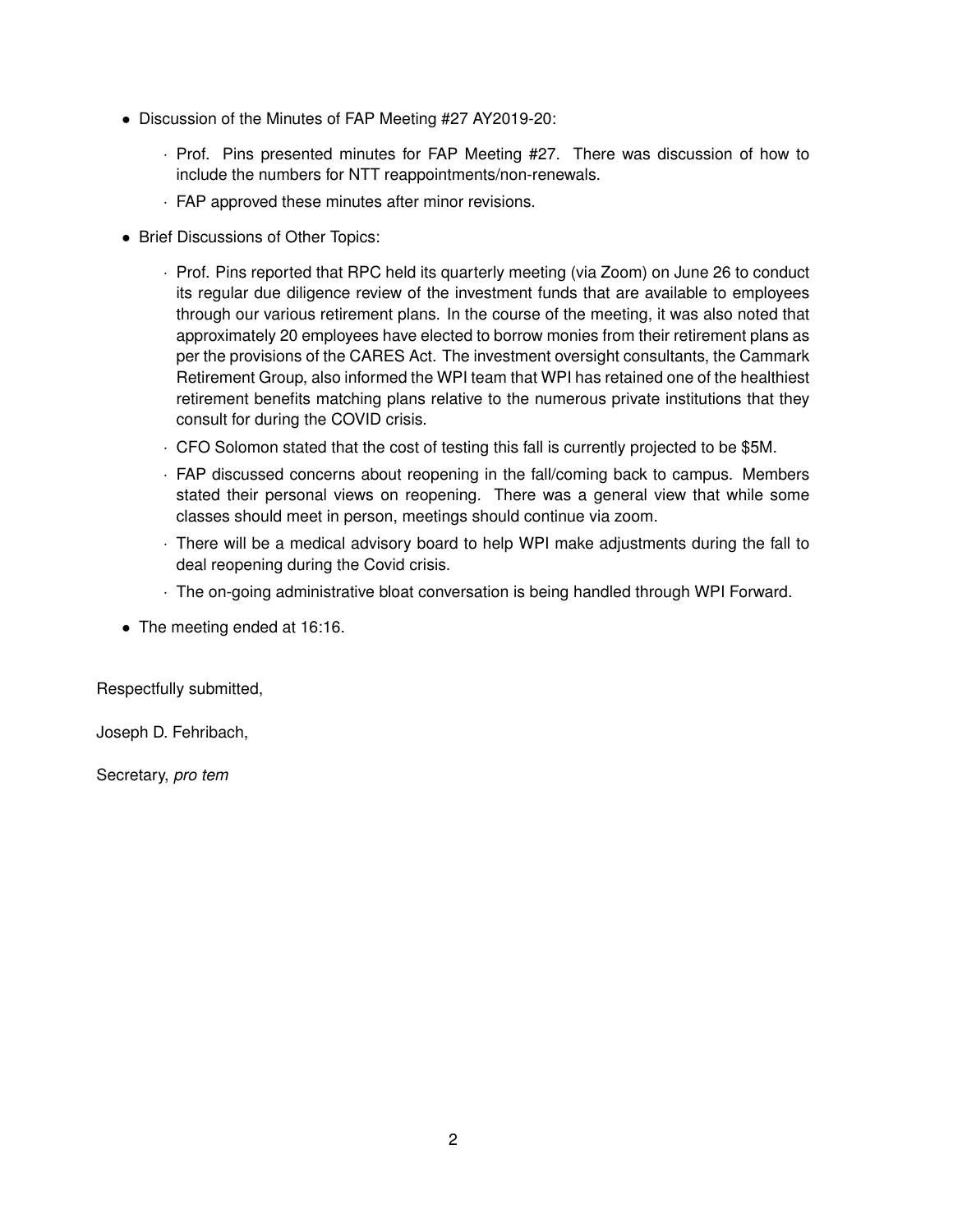- Discussion of the Minutes of FAP Meeting #27 AY2019-20:
  - Prof. Pins presented minutes for FAP Meeting #27. There was discussion of how to include the numbers for NTT reappointments/non-renewals.
  - FAP approved these minutes after minor revisions.
- Brief Discussions of Other Topics:
  - Prof. Pins reported that RPC held its quarterly meeting (via Zoom) on June 26 to conduct its regular due diligence review of the investment funds that are available to employees through our various retirement plans. In the course of the meeting, it was also noted that approximately 20 employees have elected to borrow monies from their retirement plans as per the provisions of the CARES Act. The investment oversight consultants, the Cammark Retirement Group, also informed the WPI team that WPI has retained one of the healthiest retirement benefits matching plans relative to the numerous private institutions that they consult for during the COVID crisis.
  - CFO Solomon stated that the cost of testing this fall is currently projected to be $5M.
  - FAP discussed concerns about reopening in the fall/coming back to campus. Members stated their personal views on reopening. There was a general view that while some classes should meet in person, meetings should continue via zoom.
  - There will be a medical advisory board to help WPI make adjustments during the fall to deal reopening during the Covid crisis.
  - The on-going administrative bloat conversation is being handled through WPI Forward.
- The meeting ended at 16:16.

Respectfully submitted,

Joseph D. Fehribach,

Secretary, *pro tem*